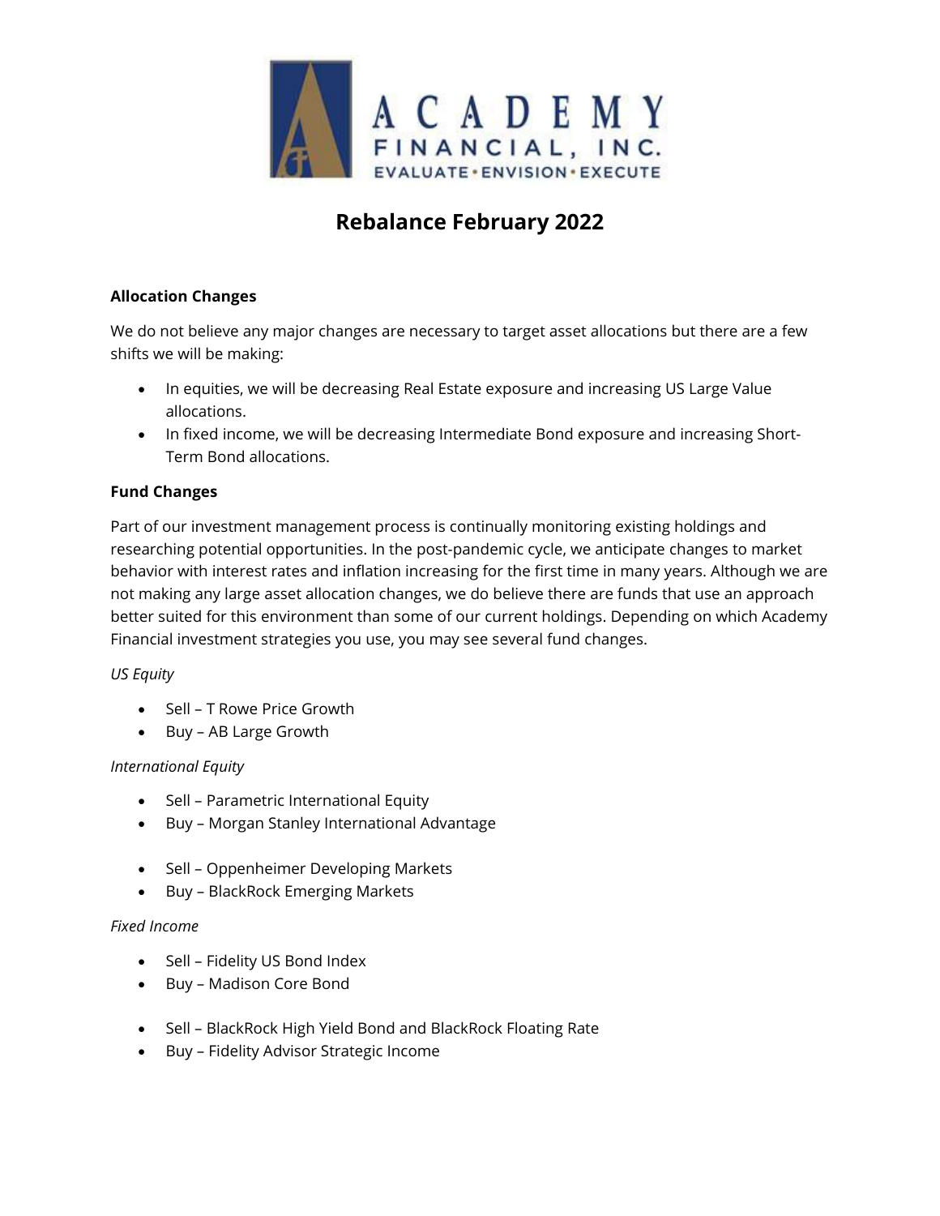# Rebalance February 2022

**Allocation Changes**

We do not believe any major changes are necessary to target asset allocations but there are a few shifts we will be making:

- In equities, we will be decreasing Real Estate exposure and increasing US Large Value allocations.
- In fixed income, we will be decreasing Intermediate Bond exposure and increasing Short-Term Bond allocations.

**Fund Changes**

Part of our investment management process is continually monitoring existing holdings and researching potential opportunities. In the post-pandemic cycle, we anticipate changes to market behavior with interest rates and inflation increasing for the first time in many years. Although we are not making any large asset allocation changes, we do believe there are funds that use an approach better suited for this environment than some of our current holdings. Depending on which Academy Financial investment strategies you use, you may see several fund changes.

*US Equity*

- Sell – T Rowe Price Growth
- Buy – AB Large Growth

*International Equity*

- Sell – Parametric International Equity
- Buy – Morgan Stanley International Advantage

- Sell – Oppenheimer Developing Markets
- Buy – BlackRock Emerging Markets

*Fixed Income*

- Sell – Fidelity US Bond Index
- Buy – Madison Core Bond

- Sell – BlackRock High Yield Bond and BlackRock Floating Rate
- Buy – Fidelity Advisor Strategic Income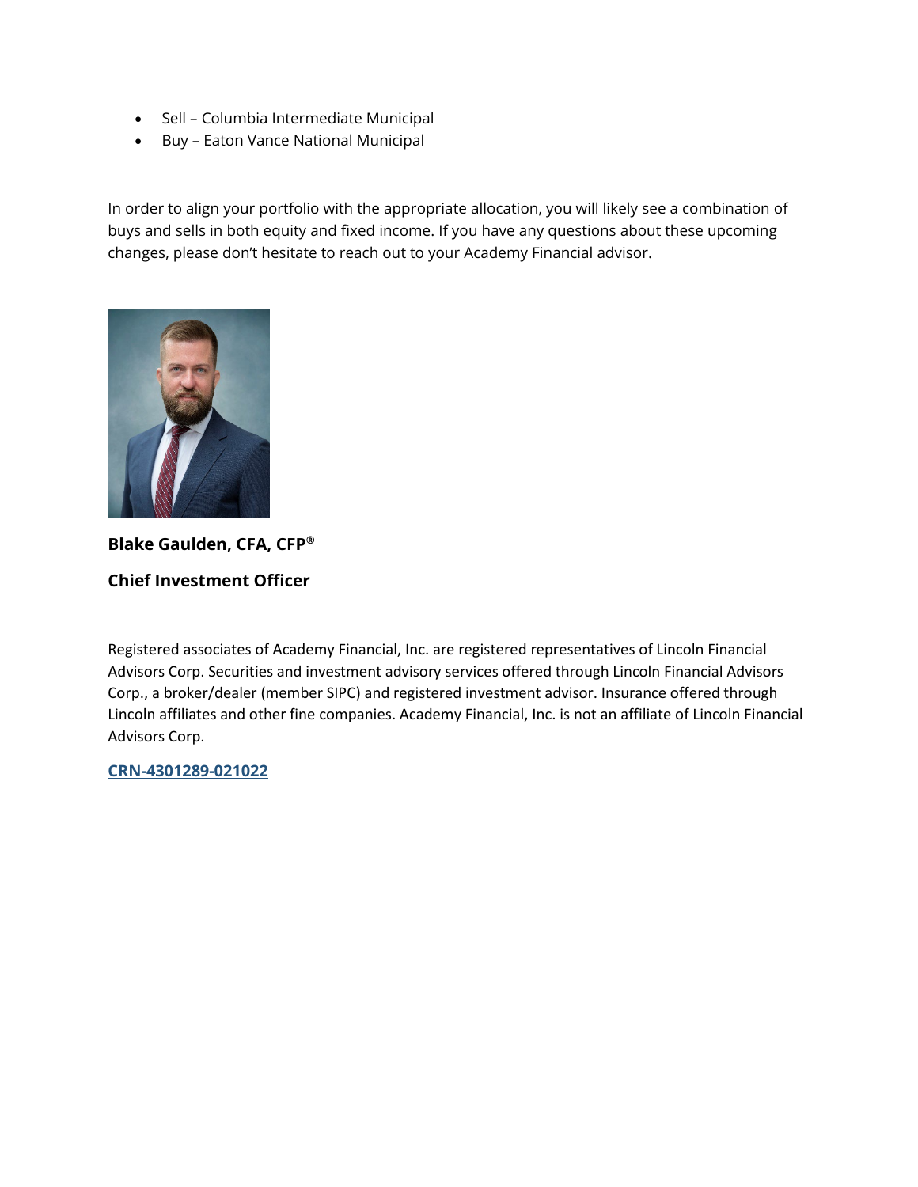- Sell – Columbia Intermediate Municipal
- Buy – Eaton Vance National Municipal

In order to align your portfolio with the appropriate allocation, you will likely see a combination of buys and sells in both equity and fixed income. If you have any questions about these upcoming changes, please don't hesitate to reach out to your Academy Financial advisor.

**Blake Gaulden, CFA, CFP®**

**Chief Investment Officer**

Registered associates of Academy Financial, Inc. are registered representatives of Lincoln Financial Advisors Corp. Securities and investment advisory services offered through Lincoln Financial Advisors Corp., a broker/dealer (member SIPC) and registered investment advisor. Insurance offered through Lincoln affiliates and other fine companies. Academy Financial, Inc. is not an affiliate of Lincoln Financial Advisors Corp.

**CRN-4301289-021022**